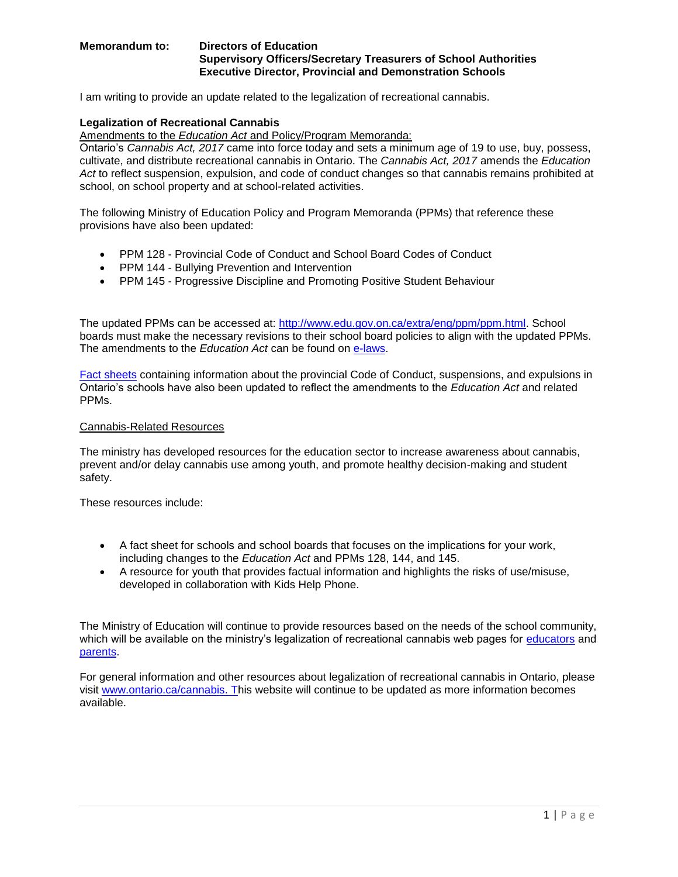**Memorandum to:** **Directors of Education**
**Supervisory Officers/Secretary Treasurers of School Authorities**
**Executive Director, Provincial and Demonstration Schools**

I am writing to provide an update related to the legalization of recreational cannabis.

**Legalization of Recreational Cannabis**

Amendments to the *Education Act* and Policy/Program Memoranda:

Ontario's *Cannabis Act, 2017* came into force today and sets a minimum age of 19 to use, buy, possess, cultivate, and distribute recreational cannabis in Ontario. The *Cannabis Act, 2017* amends the *Education Act* to reflect suspension, expulsion, and code of conduct changes so that cannabis remains prohibited at school, on school property and at school-related activities.

The following Ministry of Education Policy and Program Memoranda (PPMs) that reference these provisions have also been updated:

- PPM 128 - Provincial Code of Conduct and School Board Codes of Conduct
- PPM 144 - Bullying Prevention and Intervention
- PPM 145 - Progressive Discipline and Promoting Positive Student Behaviour

The updated PPMs can be accessed at: http://www.edu.gov.on.ca/extra/eng/ppm/ppm.html. School boards must make the necessary revisions to their school board policies to align with the updated PPMs. The amendments to the *Education Act* can be found on e-laws.

Fact sheets containing information about the provincial Code of Conduct, suspensions, and expulsions in Ontario's schools have also been updated to reflect the amendments to the *Education Act* and related PPMs.

Cannabis-Related Resources

The ministry has developed resources for the education sector to increase awareness about cannabis, prevent and/or delay cannabis use among youth, and promote healthy decision-making and student safety.

These resources include:

- A fact sheet for schools and school boards that focuses on the implications for your work, including changes to the *Education Act* and PPMs 128, 144, and 145.
- A resource for youth that provides factual information and highlights the risks of use/misuse, developed in collaboration with Kids Help Phone.

The Ministry of Education will continue to provide resources based on the needs of the school community, which will be available on the ministry's legalization of recreational cannabis web pages for educators and parents.

For general information and other resources about legalization of recreational cannabis in Ontario, please visit www.ontario.ca/cannabis. This website will continue to be updated as more information becomes available.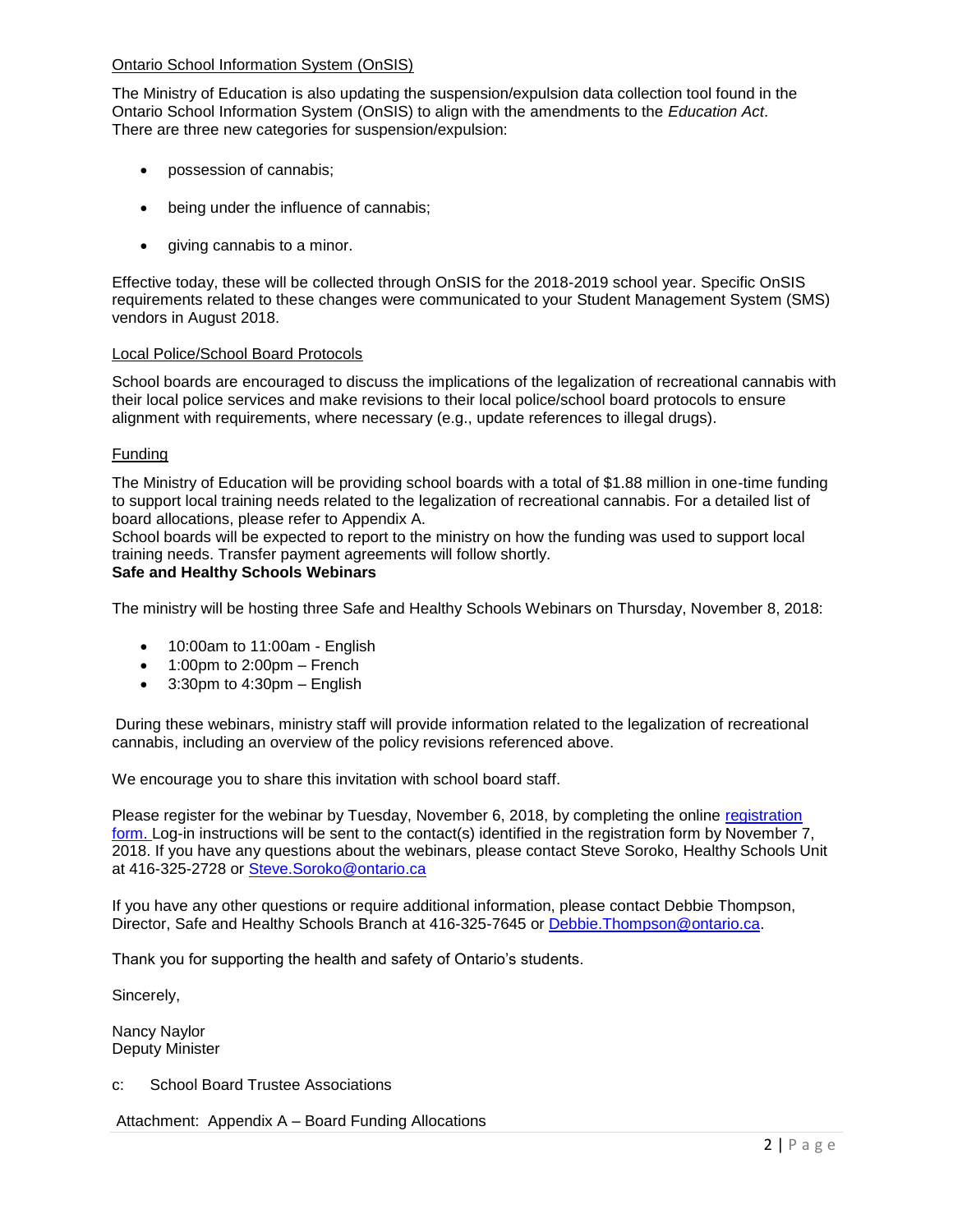Ontario School Information System (OnSIS)

The Ministry of Education is also updating the suspension/expulsion data collection tool found in the Ontario School Information System (OnSIS) to align with the amendments to the *Education Act*. There are three new categories for suspension/expulsion:

- possession of cannabis;
- being under the influence of cannabis;
- giving cannabis to a minor.

Effective today, these will be collected through OnSIS for the 2018-2019 school year. Specific OnSIS requirements related to these changes were communicated to your Student Management System (SMS) vendors in August 2018.

Local Police/School Board Protocols

School boards are encouraged to discuss the implications of the legalization of recreational cannabis with their local police services and make revisions to their local police/school board protocols to ensure alignment with requirements, where necessary (e.g., update references to illegal drugs).

Funding

The Ministry of Education will be providing school boards with a total of $1.88 million in one-time funding to support local training needs related to the legalization of recreational cannabis. For a detailed list of board allocations, please refer to Appendix A.
School boards will be expected to report to the ministry on how the funding was used to support local training needs. Transfer payment agreements will follow shortly.

**Safe and Healthy Schools Webinars**

The ministry will be hosting three Safe and Healthy Schools Webinars on Thursday, November 8, 2018:

- 10:00am to 11:00am - English
- 1:00pm to 2:00pm – French
- 3:30pm to 4:30pm – English

During these webinars, ministry staff will provide information related to the legalization of recreational cannabis, including an overview of the policy revisions referenced above.

We encourage you to share this invitation with school board staff.

Please register for the webinar by Tuesday, November 6, 2018, by completing the online [registration form.](registration form) Log-in instructions will be sent to the contact(s) identified in the registration form by November 7, 2018. If you have any questions about the webinars, please contact Steve Soroko, Healthy Schools Unit at 416-325-2728 or Steve.Soroko@ontario.ca

If you have any other questions or require additional information, please contact Debbie Thompson, Director, Safe and Healthy Schools Branch at 416-325-7645 or Debbie.Thompson@ontario.ca.

Thank you for supporting the health and safety of Ontario's students.

Sincerely,

Nancy Naylor
Deputy Minister

c: School Board Trustee Associations

Attachment: Appendix A – Board Funding Allocations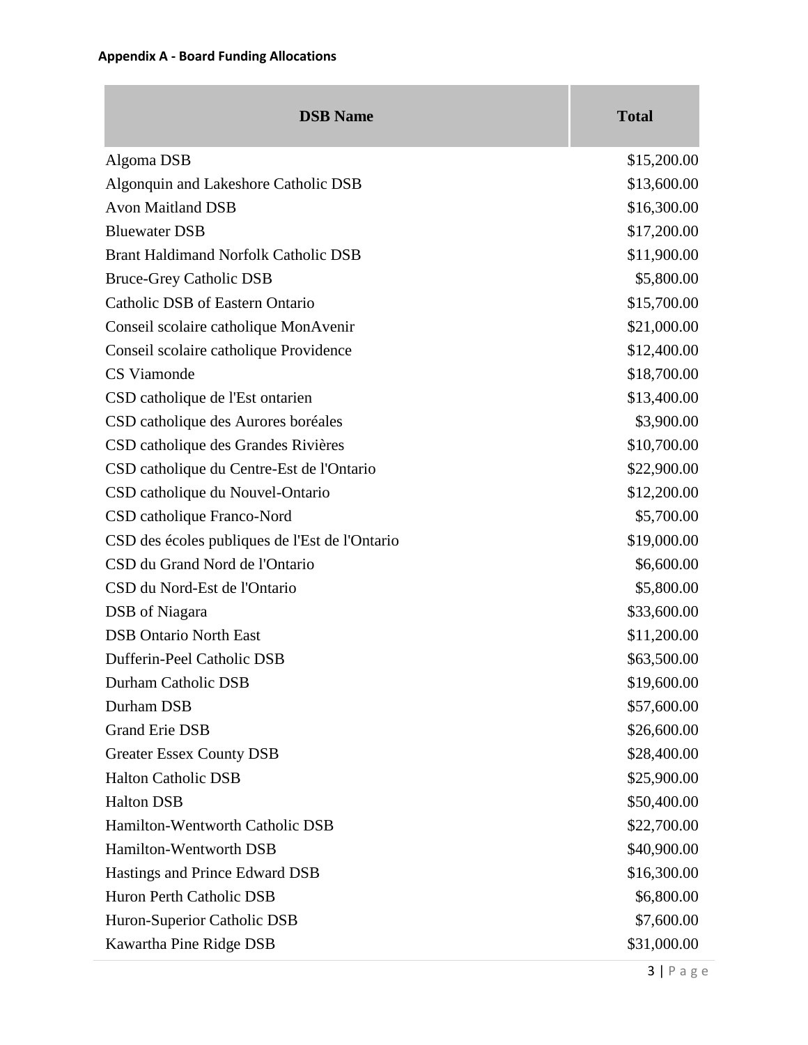**Appendix A - Board Funding Allocations**

| DSB Name | Total |
|---|---|
| Algoma DSB | $15,200.00 |
| Algonquin and Lakeshore Catholic DSB | $13,600.00 |
| Avon Maitland DSB | $16,300.00 |
| Bluewater DSB | $17,200.00 |
| Brant Haldimand Norfolk Catholic DSB | $11,900.00 |
| Bruce-Grey Catholic DSB | $5,800.00 |
| Catholic DSB of Eastern Ontario | $15,700.00 |
| Conseil scolaire catholique MonAvenir | $21,000.00 |
| Conseil scolaire catholique Providence | $12,400.00 |
| CS Viamonde | $18,700.00 |
| CSD catholique de l'Est ontarien | $13,400.00 |
| CSD catholique des Aurores boréales | $3,900.00 |
| CSD catholique des Grandes Rivières | $10,700.00 |
| CSD catholique du Centre-Est de l'Ontario | $22,900.00 |
| CSD catholique du Nouvel-Ontario | $12,200.00 |
| CSD catholique Franco-Nord | $5,700.00 |
| CSD des écoles publiques de l'Est de l'Ontario | $19,000.00 |
| CSD du Grand Nord de l'Ontario | $6,600.00 |
| CSD du Nord-Est de l'Ontario | $5,800.00 |
| DSB of Niagara | $33,600.00 |
| DSB Ontario North East | $11,200.00 |
| Dufferin-Peel Catholic DSB | $63,500.00 |
| Durham Catholic DSB | $19,600.00 |
| Durham DSB | $57,600.00 |
| Grand Erie DSB | $26,600.00 |
| Greater Essex County DSB | $28,400.00 |
| Halton Catholic DSB | $25,900.00 |
| Halton DSB | $50,400.00 |
| Hamilton-Wentworth Catholic DSB | $22,700.00 |
| Hamilton-Wentworth DSB | $40,900.00 |
| Hastings and Prince Edward DSB | $16,300.00 |
| Huron Perth Catholic DSB | $6,800.00 |
| Huron-Superior Catholic DSB | $7,600.00 |
| Kawartha Pine Ridge DSB | $31,000.00 |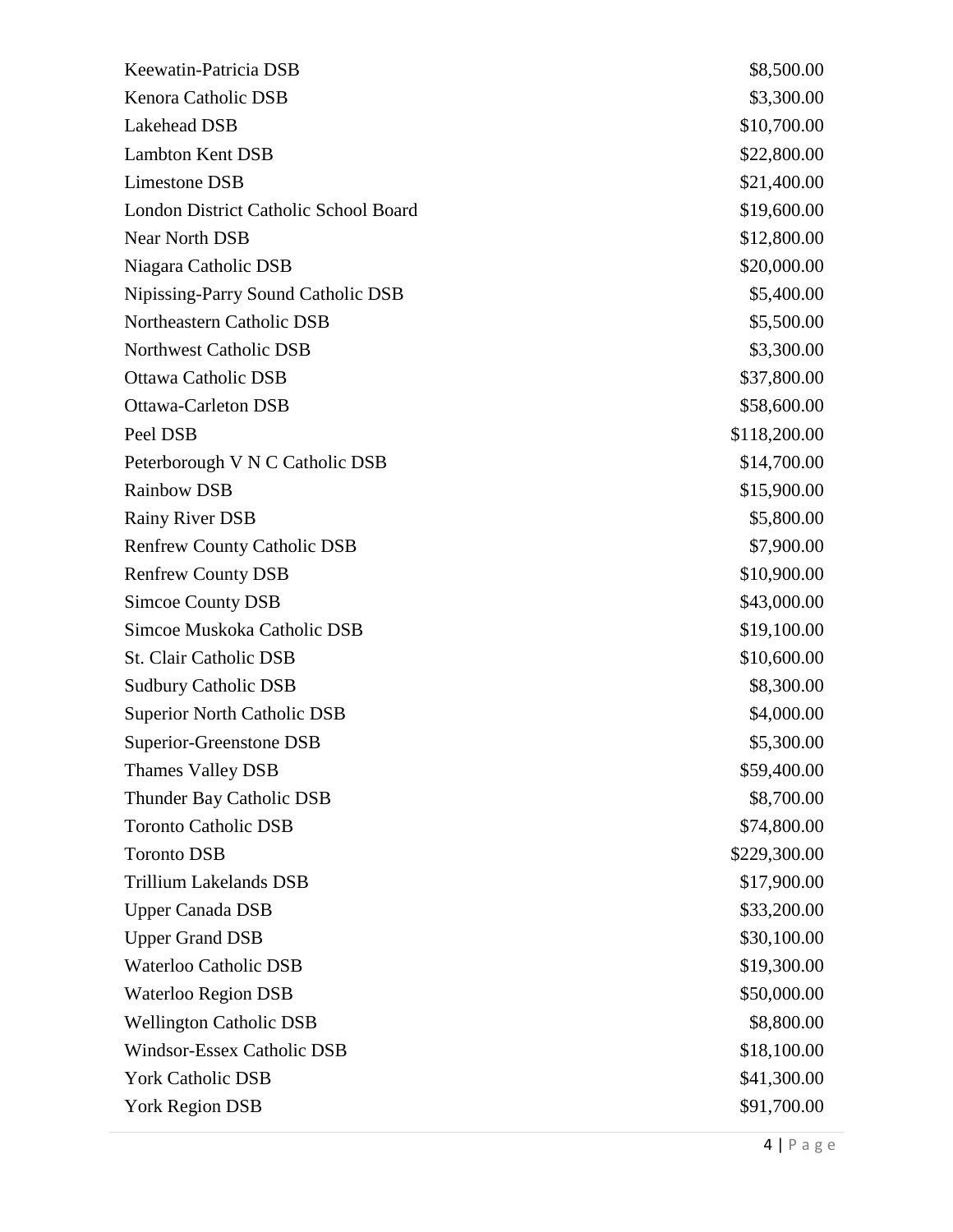| | |
|---|---|
| Keewatin-Patricia DSB | $8,500.00 |
| Kenora Catholic DSB | $3,300.00 |
| Lakehead DSB | $10,700.00 |
| Lambton Kent DSB | $22,800.00 |
| Limestone DSB | $21,400.00 |
| London District Catholic School Board | $19,600.00 |
| Near North DSB | $12,800.00 |
| Niagara Catholic DSB | $20,000.00 |
| Nipissing-Parry Sound Catholic DSB | $5,400.00 |
| Northeastern Catholic DSB | $5,500.00 |
| Northwest Catholic DSB | $3,300.00 |
| Ottawa Catholic DSB | $37,800.00 |
| Ottawa-Carleton DSB | $58,600.00 |
| Peel DSB | $118,200.00 |
| Peterborough V N C Catholic DSB | $14,700.00 |
| Rainbow DSB | $15,900.00 |
| Rainy River DSB | $5,800.00 |
| Renfrew County Catholic DSB | $7,900.00 |
| Renfrew County DSB | $10,900.00 |
| Simcoe County DSB | $43,000.00 |
| Simcoe Muskoka Catholic DSB | $19,100.00 |
| St. Clair Catholic DSB | $10,600.00 |
| Sudbury Catholic DSB | $8,300.00 |
| Superior North Catholic DSB | $4,000.00 |
| Superior-Greenstone DSB | $5,300.00 |
| Thames Valley DSB | $59,400.00 |
| Thunder Bay Catholic DSB | $8,700.00 |
| Toronto Catholic DSB | $74,800.00 |
| Toronto DSB | $229,300.00 |
| Trillium Lakelands DSB | $17,900.00 |
| Upper Canada DSB | $33,200.00 |
| Upper Grand DSB | $30,100.00 |
| Waterloo Catholic DSB | $19,300.00 |
| Waterloo Region DSB | $50,000.00 |
| Wellington Catholic DSB | $8,800.00 |
| Windsor-Essex Catholic DSB | $18,100.00 |
| York Catholic DSB | $41,300.00 |
| York Region DSB | $91,700.00 |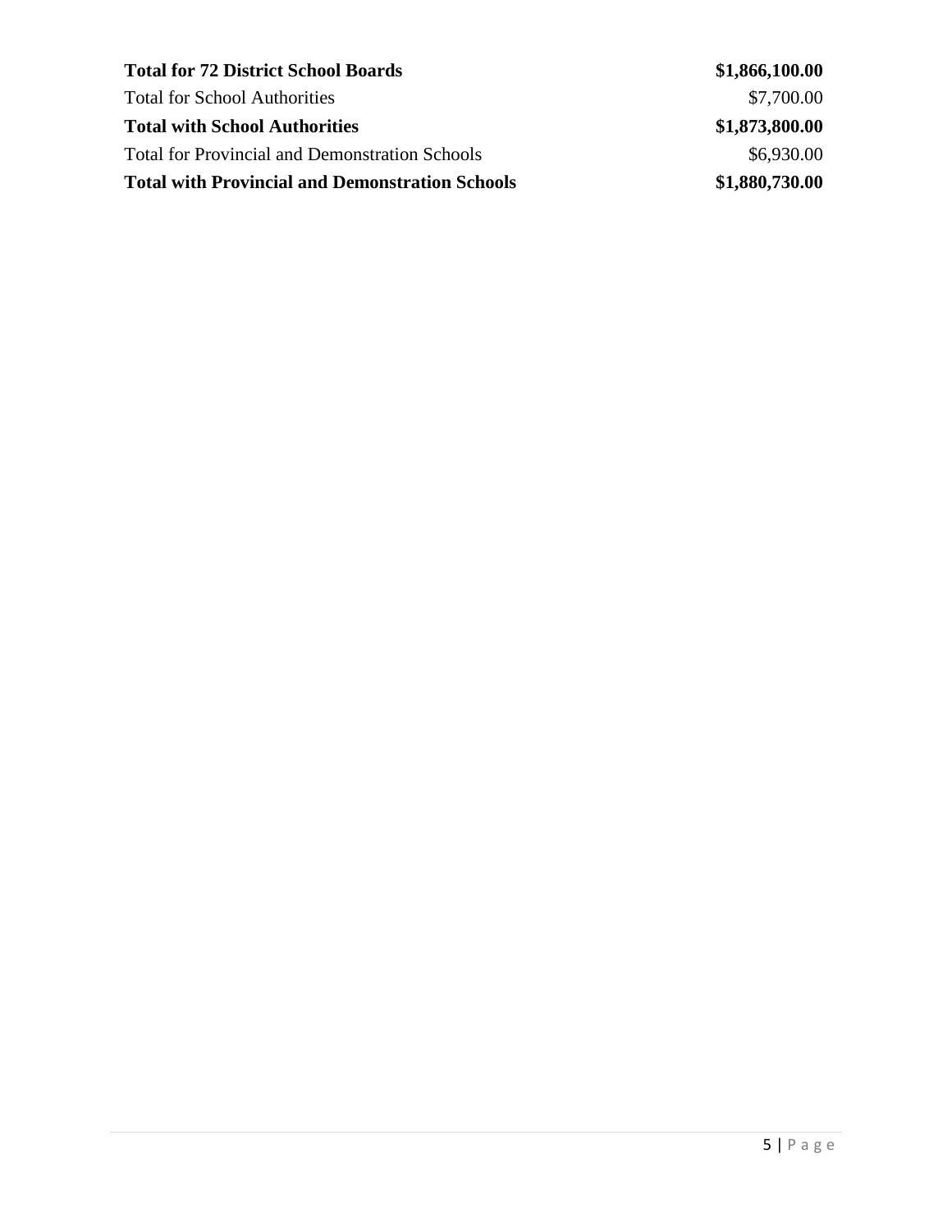| | |
|---|---|
| **Total for 72 District School Boards** | **$1,866,100.00** |
| Total for School Authorities | $7,700.00 |
| **Total with School Authorities** | **$1,873,800.00** |
| Total for Provincial and Demonstration Schools | $6,930.00 |
| **Total with Provincial and Demonstration Schools** | **$1,880,730.00** |